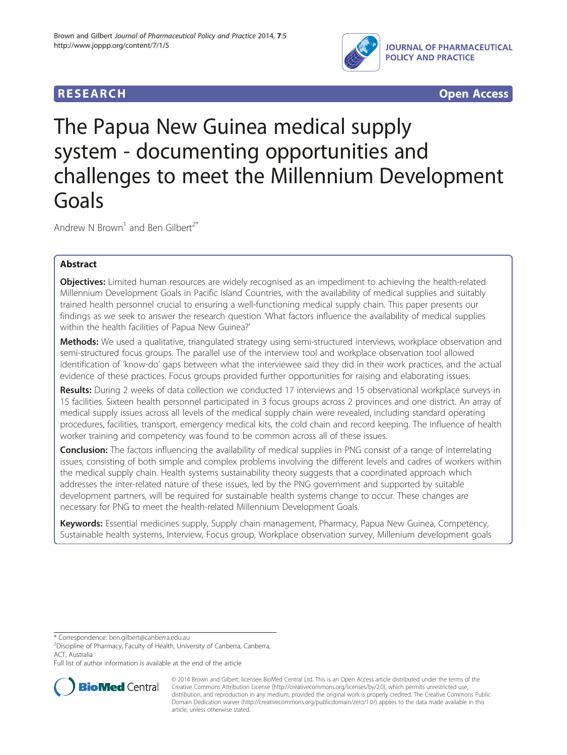RESEARCH Open Access

# The Papua New Guinea medical supply system - documenting opportunities and challenges to meet the Millennium Development Goals

Andrew N Brown[1] and Ben Gilbert[2*]

## Abstract

**Objectives:** Limited human resources are widely recognised as an impediment to achieving the health-related Millennium Development Goals in Pacific Island Countries, with the availability of medical supplies and suitably trained health personnel crucial to ensuring a well-functioning medical supply chain. This paper presents our findings as we seek to answer the research question 'What factors influence the availability of medical supplies within the health facilities of Papua New Guinea?'

**Methods:** We used a qualitative, triangulated strategy using semi-structured interviews, workplace observation and semi-structured focus groups. The parallel use of the interview tool and workplace observation tool allowed identification of 'know-do' gaps between what the interviewee said they did in their work practices, and the actual evidence of these practices. Focus groups provided further opportunities for raising and elaborating issues.

**Results:** During 2 weeks of data collection we conducted 17 interviews and 15 observational workplace surveys in 15 facilities. Sixteen health personnel participated in 3 focus groups across 2 provinces and one district. An array of medical supply issues across all levels of the medical supply chain were revealed, including standard operating procedures, facilities, transport, emergency medical kits, the cold chain and record keeping. The influence of health worker training and competency was found to be common across all of these issues.

**Conclusion:** The factors influencing the availability of medical supplies in PNG consist of a range of interrelating issues, consisting of both simple and complex problems involving the different levels and cadres of workers within the medical supply chain. Health systems sustainability theory suggests that a coordinated approach which addresses the inter-related nature of these issues, led by the PNG government and supported by suitable development partners, will be required for sustainable health systems change to occur. These changes are necessary for PNG to meet the health-related Millennium Development Goals.

**Keywords:** Essential medicines supply, Supply chain management, Pharmacy, Papua New Guinea, Competency, Sustainable health systems, Interview, Focus group, Workplace observation survey, Millenium development goals

---

\* Correspondence: ben.gilbert@canberra.edu.au

[2]Discipline of Pharmacy, Faculty of Health, University of Canberra, Canberra, ACT, Australia

Full list of author information is available at the end of the article

© 2014 Brown and Gilbert; licensee BioMed Central Ltd. This is an Open Access article distributed under the terms of the Creative Commons Attribution License (http://creativecommons.org/licenses/by/2.0), which permits unrestricted use, distribution, and reproduction in any medium, provided the original work is properly credited. The Creative Commons Public Domain Dedication waiver (http://creativecommons.org/publicdomain/zero/1.0/) applies to the data made available in this article, unless otherwise stated.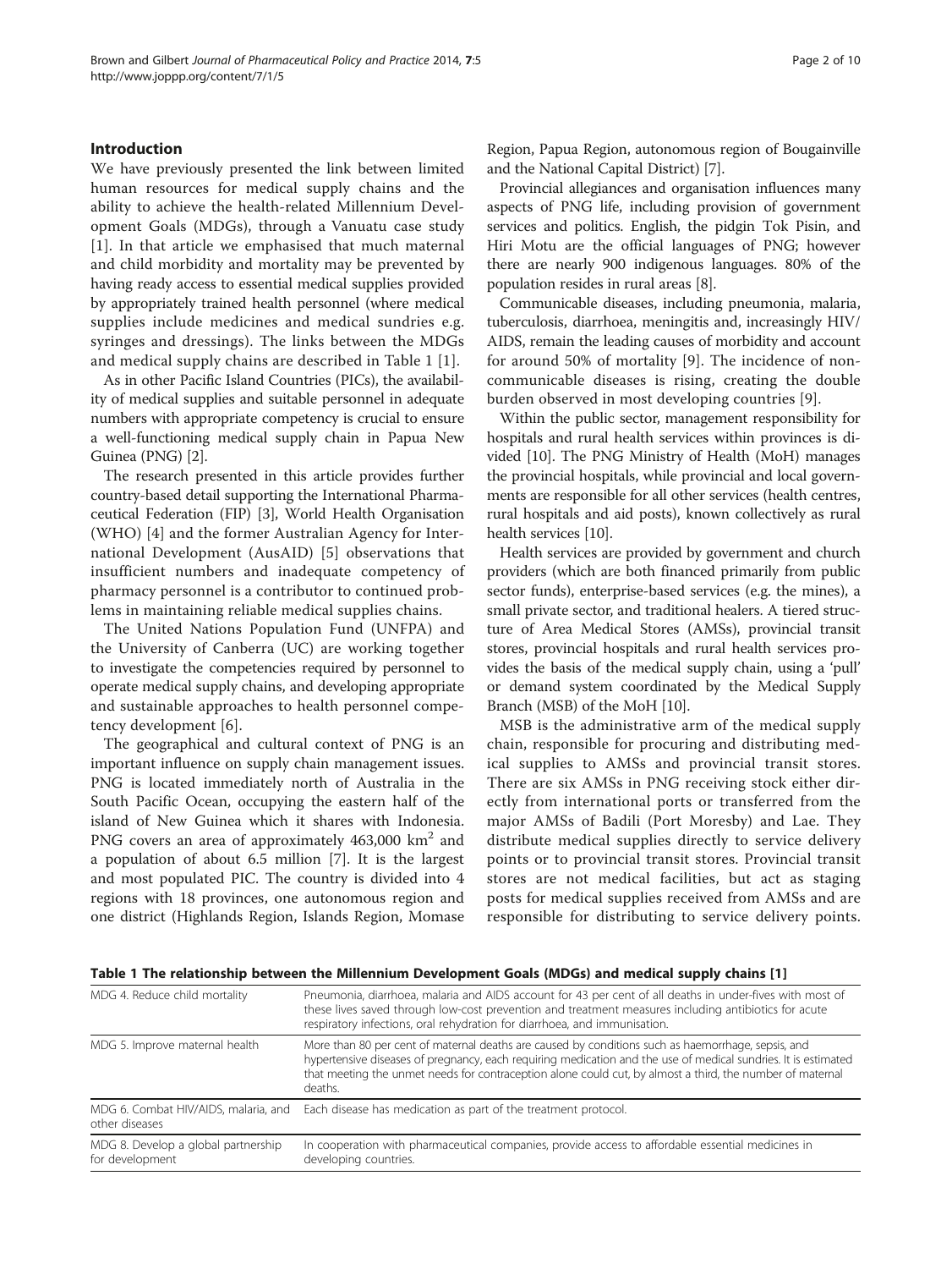## Introduction

We have previously presented the link between limited human resources for medical supply chains and the ability to achieve the health-related Millennium Development Goals (MDGs), through a Vanuatu case study [1]. In that article we emphasised that much maternal and child morbidity and mortality may be prevented by having ready access to essential medical supplies provided by appropriately trained health personnel (where medical supplies include medicines and medical sundries e.g. syringes and dressings). The links between the MDGs and medical supply chains are described in Table 1 [1].

As in other Pacific Island Countries (PICs), the availability of medical supplies and suitable personnel in adequate numbers with appropriate competency is crucial to ensure a well-functioning medical supply chain in Papua New Guinea (PNG) [2].

The research presented in this article provides further country-based detail supporting the International Pharmaceutical Federation (FIP) [3], World Health Organisation (WHO) [4] and the former Australian Agency for International Development (AusAID) [5] observations that insufficient numbers and inadequate competency of pharmacy personnel is a contributor to continued problems in maintaining reliable medical supplies chains.

The United Nations Population Fund (UNFPA) and the University of Canberra (UC) are working together to investigate the competencies required by personnel to operate medical supply chains, and developing appropriate and sustainable approaches to health personnel competency development [6].

The geographical and cultural context of PNG is an important influence on supply chain management issues. PNG is located immediately north of Australia in the South Pacific Ocean, occupying the eastern half of the island of New Guinea which it shares with Indonesia. PNG covers an area of approximately 463,000 $km^2$ and a population of about 6.5 million [7]. It is the largest and most populated PIC. The country is divided into 4 regions with 18 provinces, one autonomous region and one district (Highlands Region, Islands Region, Momase Region, Papua Region, autonomous region of Bougainville and the National Capital District) [7].

Provincial allegiances and organisation influences many aspects of PNG life, including provision of government services and politics. English, the pidgin Tok Pisin, and Hiri Motu are the official languages of PNG; however there are nearly 900 indigenous languages. 80% of the population resides in rural areas [8].

Communicable diseases, including pneumonia, malaria, tuberculosis, diarrhoea, meningitis and, increasingly HIV/AIDS, remain the leading causes of morbidity and account for around 50% of mortality [9]. The incidence of non-communicable diseases is rising, creating the double burden observed in most developing countries [9].

Within the public sector, management responsibility for hospitals and rural health services within provinces is divided [10]. The PNG Ministry of Health (MoH) manages the provincial hospitals, while provincial and local governments are responsible for all other services (health centres, rural hospitals and aid posts), known collectively as rural health services [10].

Health services are provided by government and church providers (which are both financed primarily from public sector funds), enterprise-based services (e.g. the mines), a small private sector, and traditional healers. A tiered structure of Area Medical Stores (AMSs), provincial transit stores, provincial hospitals and rural health services provides the basis of the medical supply chain, using a 'pull' or demand system coordinated by the Medical Supply Branch (MSB) of the MoH [10].

MSB is the administrative arm of the medical supply chain, responsible for procuring and distributing medical supplies to AMSs and provincial transit stores. There are six AMSs in PNG receiving stock either directly from international ports or transferred from the major AMSs of Badili (Port Moresby) and Lae. They distribute medical supplies directly to service delivery points or to provincial transit stores. Provincial transit stores are not medical facilities, but act as staging posts for medical supplies received from AMSs and are responsible for distributing to service delivery points.

**Table 1 The relationship between the Millennium Development Goals (MDGs) and medical supply chains [1]**

| | |
|---|---|
| MDG 4. Reduce child mortality | Pneumonia, diarrhoea, malaria and AIDS account for 43 per cent of all deaths in under-fives with most of these lives saved through low-cost prevention and treatment measures including antibiotics for acute respiratory infections, oral rehydration for diarrhoea, and immunisation. |
| MDG 5. Improve maternal health | More than 80 per cent of maternal deaths are caused by conditions such as haemorrhage, sepsis, and hypertensive diseases of pregnancy, each requiring medication and the use of medical sundries. It is estimated that meeting the unmet needs for contraception alone could cut, by almost a third, the number of maternal deaths. |
| MDG 6. Combat HIV/AIDS, malaria, and other diseases | Each disease has medication as part of the treatment protocol. |
| MDG 8. Develop a global partnership for development | In cooperation with pharmaceutical companies, provide access to affordable essential medicines in developing countries. |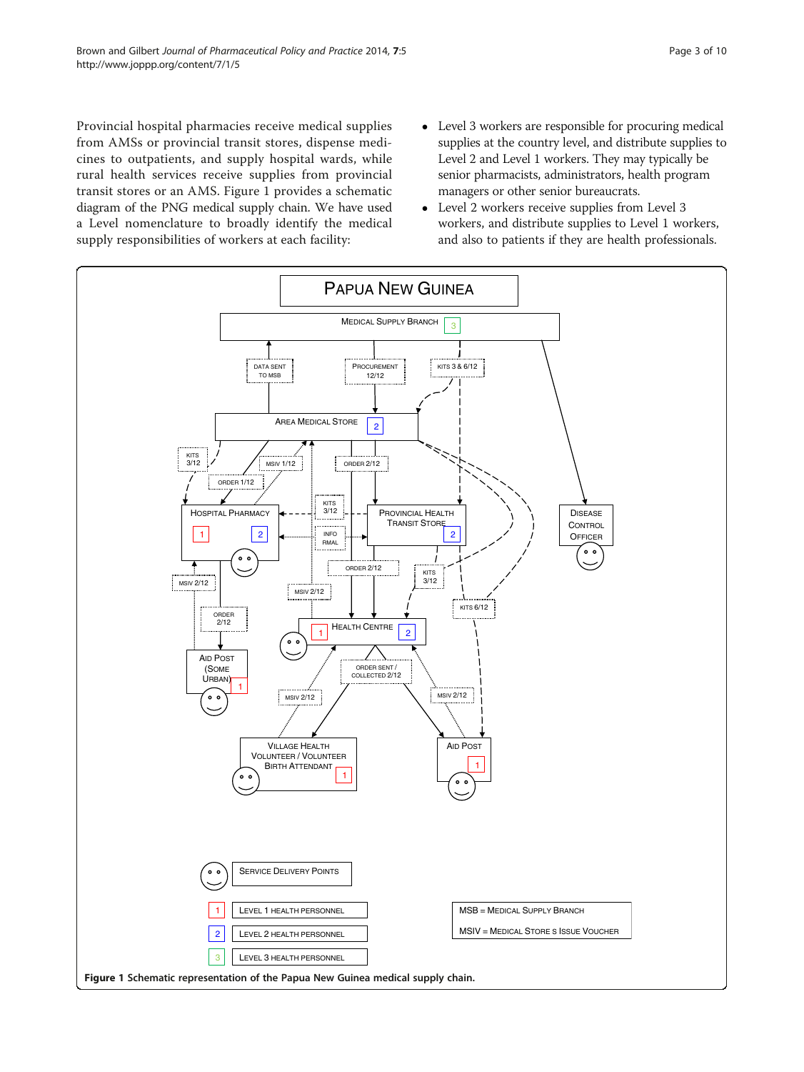Provincial hospital pharmacies receive medical supplies from AMSs or provincial transit stores, dispense medicines to outpatients, and supply hospital wards, while rural health services receive supplies from provincial transit stores or an AMS. Figure 1 provides a schematic diagram of the PNG medical supply chain. We have used a Level nomenclature to broadly identify the medical supply responsibilities of workers at each facility:

- Level 3 workers are responsible for procuring medical supplies at the country level, and distribute supplies to Level 2 and Level 1 workers. They may typically be senior pharmacists, administrators, health program managers or other senior bureaucrats.
- Level 2 workers receive supplies from Level 3 workers, and distribute supplies to Level 1 workers, and also to patients if they are health professionals.

**Figure 1** Schematic representation of the Papua New Guinea medical supply chain.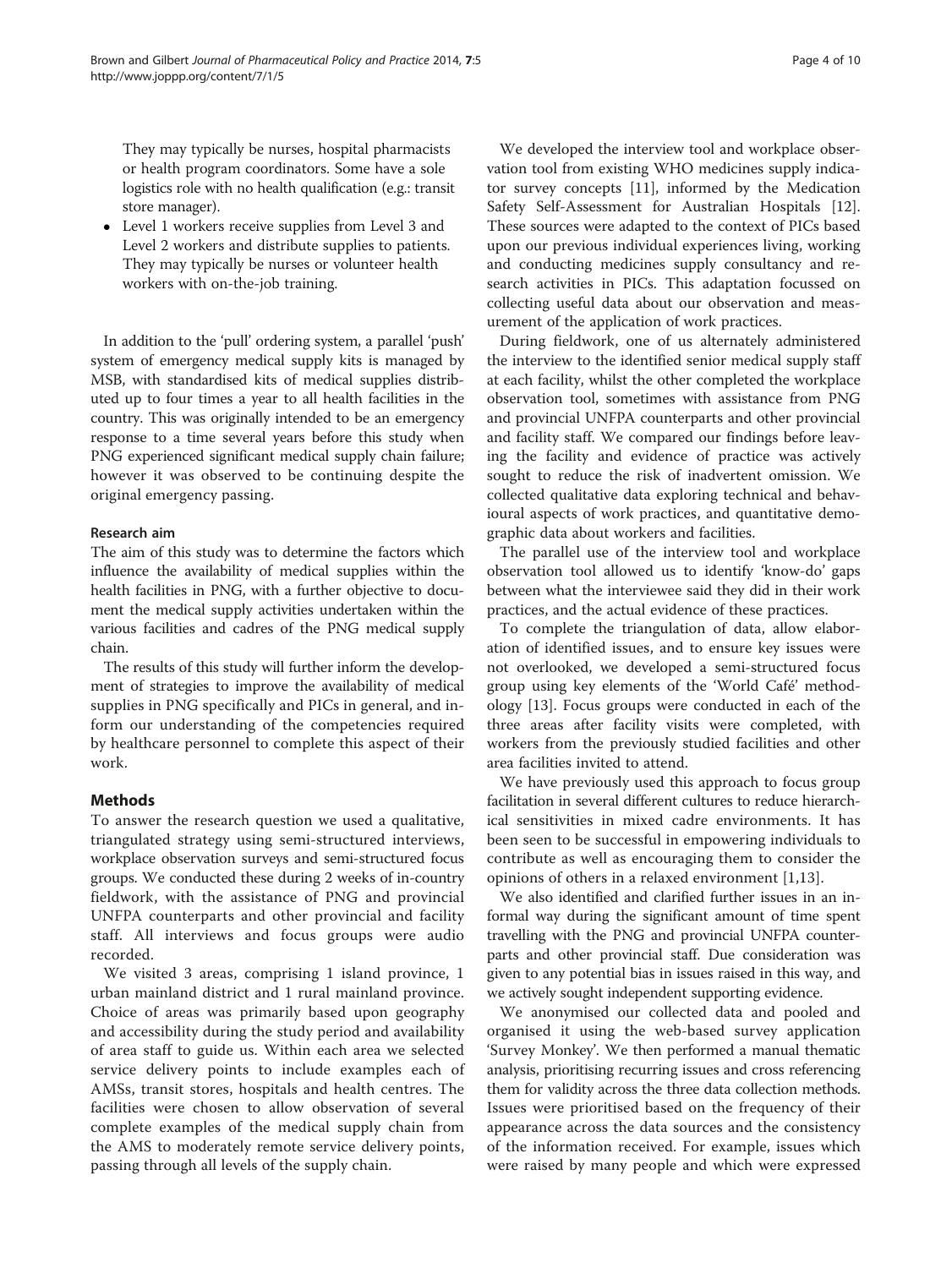They may typically be nurses, hospital pharmacists or health program coordinators. Some have a sole logistics role with no health qualification (e.g.: transit store manager).

- Level 1 workers receive supplies from Level 3 and Level 2 workers and distribute supplies to patients. They may typically be nurses or volunteer health workers with on-the-job training.

In addition to the 'pull' ordering system, a parallel 'push' system of emergency medical supply kits is managed by MSB, with standardised kits of medical supplies distributed up to four times a year to all health facilities in the country. This was originally intended to be an emergency response to a time several years before this study when PNG experienced significant medical supply chain failure; however it was observed to be continuing despite the original emergency passing.

### Research aim

The aim of this study was to determine the factors which influence the availability of medical supplies within the health facilities in PNG, with a further objective to document the medical supply activities undertaken within the various facilities and cadres of the PNG medical supply chain.

The results of this study will further inform the development of strategies to improve the availability of medical supplies in PNG specifically and PICs in general, and inform our understanding of the competencies required by healthcare personnel to complete this aspect of their work.

## Methods

To answer the research question we used a qualitative, triangulated strategy using semi-structured interviews, workplace observation surveys and semi-structured focus groups. We conducted these during 2 weeks of in-country fieldwork, with the assistance of PNG and provincial UNFPA counterparts and other provincial and facility staff. All interviews and focus groups were audio recorded.

We visited 3 areas, comprising 1 island province, 1 urban mainland district and 1 rural mainland province. Choice of areas was primarily based upon geography and accessibility during the study period and availability of area staff to guide us. Within each area we selected service delivery points to include examples each of AMSs, transit stores, hospitals and health centres. The facilities were chosen to allow observation of several complete examples of the medical supply chain from the AMS to moderately remote service delivery points, passing through all levels of the supply chain.

We developed the interview tool and workplace observation tool from existing WHO medicines supply indicator survey concepts [11], informed by the Medication Safety Self-Assessment for Australian Hospitals [12]. These sources were adapted to the context of PICs based upon our previous individual experiences living, working and conducting medicines supply consultancy and research activities in PICs. This adaptation focussed on collecting useful data about our observation and measurement of the application of work practices.

During fieldwork, one of us alternately administered the interview to the identified senior medical supply staff at each facility, whilst the other completed the workplace observation tool, sometimes with assistance from PNG and provincial UNFPA counterparts and other provincial and facility staff. We compared our findings before leaving the facility and evidence of practice was actively sought to reduce the risk of inadvertent omission. We collected qualitative data exploring technical and behavioural aspects of work practices, and quantitative demographic data about workers and facilities.

The parallel use of the interview tool and workplace observation tool allowed us to identify 'know-do' gaps between what the interviewee said they did in their work practices, and the actual evidence of these practices.

To complete the triangulation of data, allow elaboration of identified issues, and to ensure key issues were not overlooked, we developed a semi-structured focus group using key elements of the 'World Café' methodology [13]. Focus groups were conducted in each of the three areas after facility visits were completed, with workers from the previously studied facilities and other area facilities invited to attend.

We have previously used this approach to focus group facilitation in several different cultures to reduce hierarchical sensitivities in mixed cadre environments. It has been seen to be successful in empowering individuals to contribute as well as encouraging them to consider the opinions of others in a relaxed environment [1,13].

We also identified and clarified further issues in an informal way during the significant amount of time spent travelling with the PNG and provincial UNFPA counterparts and other provincial staff. Due consideration was given to any potential bias in issues raised in this way, and we actively sought independent supporting evidence.

We anonymised our collected data and pooled and organised it using the web-based survey application 'Survey Monkey'. We then performed a manual thematic analysis, prioritising recurring issues and cross referencing them for validity across the three data collection methods. Issues were prioritised based on the frequency of their appearance across the data sources and the consistency of the information received. For example, issues which were raised by many people and which were expressed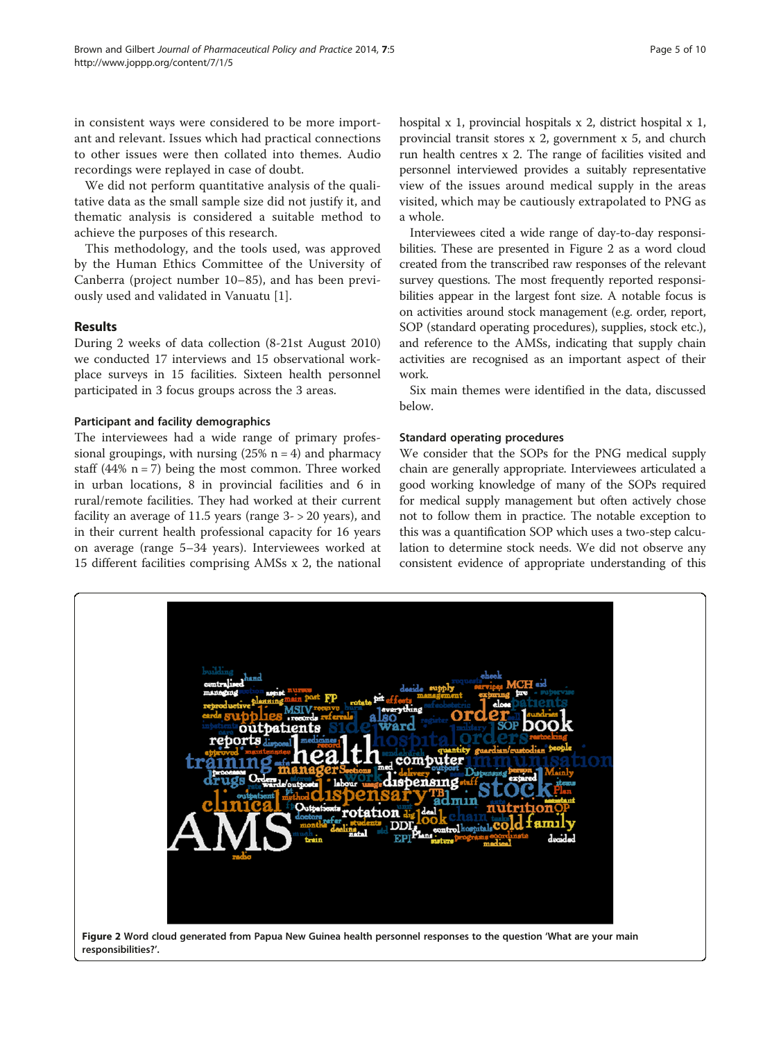in consistent ways were considered to be more important and relevant. Issues which had practical connections to other issues were then collated into themes. Audio recordings were replayed in case of doubt.

We did not perform quantitative analysis of the qualitative data as the small sample size did not justify it, and thematic analysis is considered a suitable method to achieve the purposes of this research.

This methodology, and the tools used, was approved by the Human Ethics Committee of the University of Canberra (project number 10–85), and has been previously used and validated in Vanuatu [1].

## Results

During 2 weeks of data collection (8-21st August 2010) we conducted 17 interviews and 15 observational workplace surveys in 15 facilities. Sixteen health personnel participated in 3 focus groups across the 3 areas.

### Participant and facility demographics

The interviewees had a wide range of primary professional groupings, with nursing (25% n = 4) and pharmacy staff (44% n = 7) being the most common. Three worked in urban locations, 8 in provincial facilities and 6 in rural/remote facilities. They had worked at their current facility an average of 11.5 years (range 3- > 20 years), and in their current health professional capacity for 16 years on average (range 5–34 years). Interviewees worked at 15 different facilities comprising AMSs x 2, the national hospital x 1, provincial hospitals x 2, district hospital x 1, provincial transit stores x 2, government x 5, and church run health centres x 2. The range of facilities visited and personnel interviewed provides a suitably representative view of the issues around medical supply in the areas visited, which may be cautiously extrapolated to PNG as a whole.

Interviewees cited a wide range of day-to-day responsibilities. These are presented in Figure 2 as a word cloud created from the transcribed raw responses of the relevant survey questions. The most frequently reported responsibilities appear in the largest font size. A notable focus is on activities around stock management (e.g. order, report, SOP (standard operating procedures), supplies, stock etc.), and reference to the AMSs, indicating that supply chain activities are recognised as an important aspect of their work.

Six main themes were identified in the data, discussed below.

### Standard operating procedures

We consider that the SOPs for the PNG medical supply chain are generally appropriate. Interviewees articulated a good working knowledge of many of the SOPs required for medical supply management but often actively chose not to follow them in practice. The notable exception to this was a quantification SOP which uses a two-step calculation to determine stock needs. We did not observe any consistent evidence of appropriate understanding of this

**Figure 2** Word cloud generated from Papua New Guinea health personnel responses to the question 'What are your main responsibilities?'.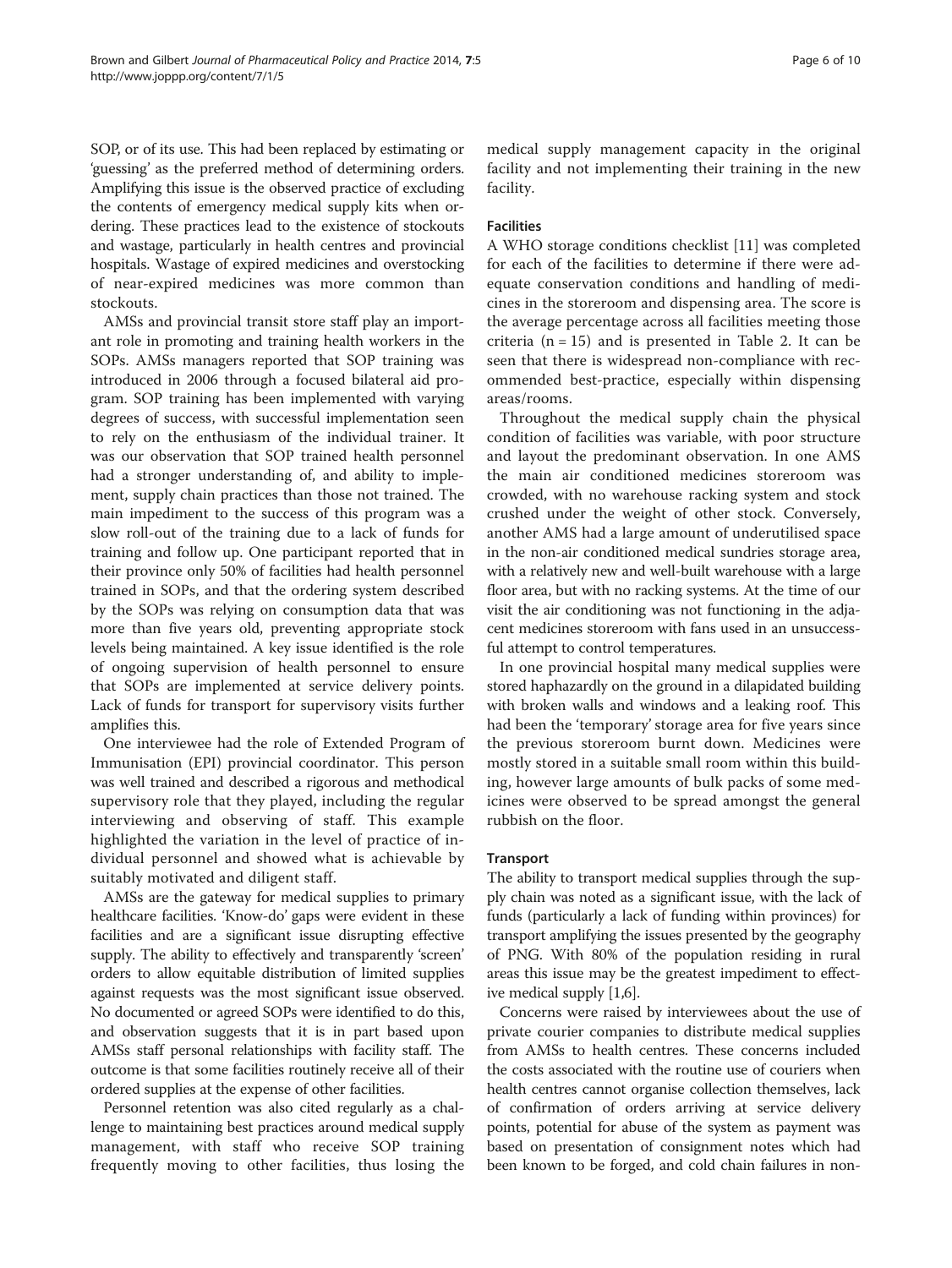SOP, or of its use. This had been replaced by estimating or 'guessing' as the preferred method of determining orders. Amplifying this issue is the observed practice of excluding the contents of emergency medical supply kits when ordering. These practices lead to the existence of stockouts and wastage, particularly in health centres and provincial hospitals. Wastage of expired medicines and overstocking of near-expired medicines was more common than stockouts.

AMSs and provincial transit store staff play an important role in promoting and training health workers in the SOPs. AMSs managers reported that SOP training was introduced in 2006 through a focused bilateral aid program. SOP training has been implemented with varying degrees of success, with successful implementation seen to rely on the enthusiasm of the individual trainer. It was our observation that SOP trained health personnel had a stronger understanding of, and ability to implement, supply chain practices than those not trained. The main impediment to the success of this program was a slow roll-out of the training due to a lack of funds for training and follow up. One participant reported that in their province only 50% of facilities had health personnel trained in SOPs, and that the ordering system described by the SOPs was relying on consumption data that was more than five years old, preventing appropriate stock levels being maintained. A key issue identified is the role of ongoing supervision of health personnel to ensure that SOPs are implemented at service delivery points. Lack of funds for transport for supervisory visits further amplifies this.

One interviewee had the role of Extended Program of Immunisation (EPI) provincial coordinator. This person was well trained and described a rigorous and methodical supervisory role that they played, including the regular interviewing and observing of staff. This example highlighted the variation in the level of practice of individual personnel and showed what is achievable by suitably motivated and diligent staff.

AMSs are the gateway for medical supplies to primary healthcare facilities. 'Know-do' gaps were evident in these facilities and are a significant issue disrupting effective supply. The ability to effectively and transparently 'screen' orders to allow equitable distribution of limited supplies against requests was the most significant issue observed. No documented or agreed SOPs were identified to do this, and observation suggests that it is in part based upon AMSs staff personal relationships with facility staff. The outcome is that some facilities routinely receive all of their ordered supplies at the expense of other facilities.

Personnel retention was also cited regularly as a challenge to maintaining best practices around medical supply management, with staff who receive SOP training frequently moving to other facilities, thus losing the medical supply management capacity in the original facility and not implementing their training in the new facility.

#### Facilities

A WHO storage conditions checklist [11] was completed for each of the facilities to determine if there were adequate conservation conditions and handling of medicines in the storeroom and dispensing area. The score is the average percentage across all facilities meeting those criteria (n = 15) and is presented in Table 2. It can be seen that there is widespread non-compliance with recommended best-practice, especially within dispensing areas/rooms.

Throughout the medical supply chain the physical condition of facilities was variable, with poor structure and layout the predominant observation. In one AMS the main air conditioned medicines storeroom was crowded, with no warehouse racking system and stock crushed under the weight of other stock. Conversely, another AMS had a large amount of underutilised space in the non-air conditioned medical sundries storage area, with a relatively new and well-built warehouse with a large floor area, but with no racking systems. At the time of our visit the air conditioning was not functioning in the adjacent medicines storeroom with fans used in an unsuccessful attempt to control temperatures.

In one provincial hospital many medical supplies were stored haphazardly on the ground in a dilapidated building with broken walls and windows and a leaking roof. This had been the 'temporary' storage area for five years since the previous storeroom burnt down. Medicines were mostly stored in a suitable small room within this building, however large amounts of bulk packs of some medicines were observed to be spread amongst the general rubbish on the floor.

#### Transport

The ability to transport medical supplies through the supply chain was noted as a significant issue, with the lack of funds (particularly a lack of funding within provinces) for transport amplifying the issues presented by the geography of PNG. With 80% of the population residing in rural areas this issue may be the greatest impediment to effective medical supply [1,6].

Concerns were raised by interviewees about the use of private courier companies to distribute medical supplies from AMSs to health centres. These concerns included the costs associated with the routine use of couriers when health centres cannot organise collection themselves, lack of confirmation of orders arriving at service delivery points, potential for abuse of the system as payment was based on presentation of consignment notes which had been known to be forged, and cold chain failures in non-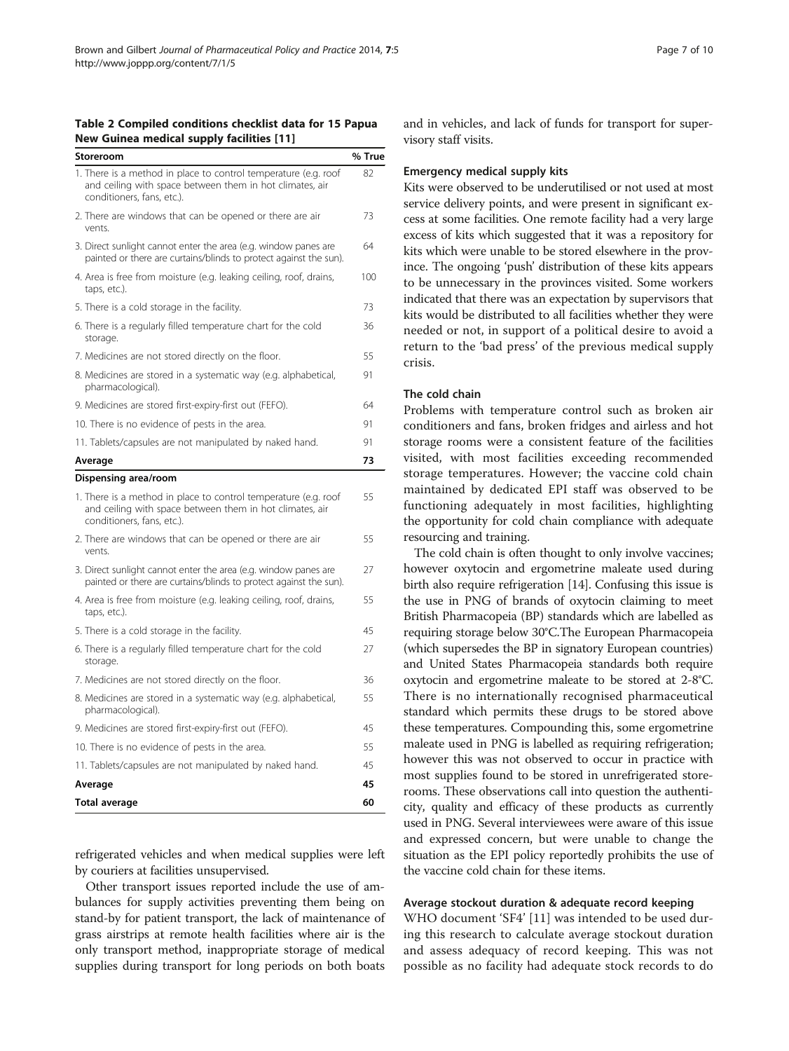**Table 2 Compiled conditions checklist data for 15 Papua New Guinea medical supply facilities [11]**

| Storeroom | % True |
|---|---|
| 1. There is a method in place to control temperature (e.g. roof and ceiling with space between them in hot climates, air conditioners, fans, etc.). | 82 |
| 2. There are windows that can be opened or there are air vents. | 73 |
| 3. Direct sunlight cannot enter the area (e.g. window panes are painted or there are curtains/blinds to protect against the sun). | 64 |
| 4. Area is free from moisture (e.g. leaking ceiling, roof, drains, taps, etc.). | 100 |
| 5. There is a cold storage in the facility. | 73 |
| 6. There is a regularly filled temperature chart for the cold storage. | 36 |
| 7. Medicines are not stored directly on the floor. | 55 |
| 8. Medicines are stored in a systematic way (e.g. alphabetical, pharmacological). | 91 |
| 9. Medicines are stored first-expiry-first out (FEFO). | 64 |
| 10. There is no evidence of pests in the area. | 91 |
| 11. Tablets/capsules are not manipulated by naked hand. | 91 |
| **Average** | **73** |
| **Dispensing area/room** | |
| 1. There is a method in place to control temperature (e.g. roof and ceiling with space between them in hot climates, air conditioners, fans, etc.). | 55 |
| 2. There are windows that can be opened or there are air vents. | 55 |
| 3. Direct sunlight cannot enter the area (e.g. window panes are painted or there are curtains/blinds to protect against the sun). | 27 |
| 4. Area is free from moisture (e.g. leaking ceiling, roof, drains, taps, etc.). | 55 |
| 5. There is a cold storage in the facility. | 45 |
| 6. There is a regularly filled temperature chart for the cold storage. | 27 |
| 7. Medicines are not stored directly on the floor. | 36 |
| 8. Medicines are stored in a systematic way (e.g. alphabetical, pharmacological). | 55 |
| 9. Medicines are stored first-expiry-first out (FEFO). | 45 |
| 10. There is no evidence of pests in the area. | 55 |
| 11. Tablets/capsules are not manipulated by naked hand. | 45 |
| **Average** | **45** |
| **Total average** | **60** |

refrigerated vehicles and when medical supplies were left by couriers at facilities unsupervised.

Other transport issues reported include the use of ambulances for supply activities preventing them being on stand-by for patient transport, the lack of maintenance of grass airstrips at remote health facilities where air is the only transport method, inappropriate storage of medical supplies during transport for long periods on both boats and in vehicles, and lack of funds for transport for supervisory staff visits.

#### Emergency medical supply kits

Kits were observed to be underutilised or not used at most service delivery points, and were present in significant excess at some facilities. One remote facility had a very large excess of kits which suggested that it was a repository for kits which were unable to be stored elsewhere in the province. The ongoing 'push' distribution of these kits appears to be unnecessary in the provinces visited. Some workers indicated that there was an expectation by supervisors that kits would be distributed to all facilities whether they were needed or not, in support of a political desire to avoid a return to the 'bad press' of the previous medical supply crisis.

#### The cold chain

Problems with temperature control such as broken air conditioners and fans, broken fridges and airless and hot storage rooms were a consistent feature of the facilities visited, with most facilities exceeding recommended storage temperatures. However; the vaccine cold chain maintained by dedicated EPI staff was observed to be functioning adequately in most facilities, highlighting the opportunity for cold chain compliance with adequate resourcing and training.

The cold chain is often thought to only involve vaccines; however oxytocin and ergometrine maleate used during birth also require refrigeration [14]. Confusing this issue is the use in PNG of brands of oxytocin claiming to meet British Pharmacopeia (BP) standards which are labelled as requiring storage below 30°C.The European Pharmacopeia (which supersedes the BP in signatory European countries) and United States Pharmacopeia standards both require oxytocin and ergometrine maleate to be stored at 2-8°C. There is no internationally recognised pharmaceutical standard which permits these drugs to be stored above these temperatures. Compounding this, some ergometrine maleate used in PNG is labelled as requiring refrigeration; however this was not observed to occur in practice with most supplies found to be stored in unrefrigerated storerooms. These observations call into question the authenticity, quality and efficacy of these products as currently used in PNG. Several interviewees were aware of this issue and expressed concern, but were unable to change the situation as the EPI policy reportedly prohibits the use of the vaccine cold chain for these items.

#### Average stockout duration & adequate record keeping

WHO document 'SF4' [11] was intended to be used during this research to calculate average stockout duration and assess adequacy of record keeping. This was not possible as no facility had adequate stock records to do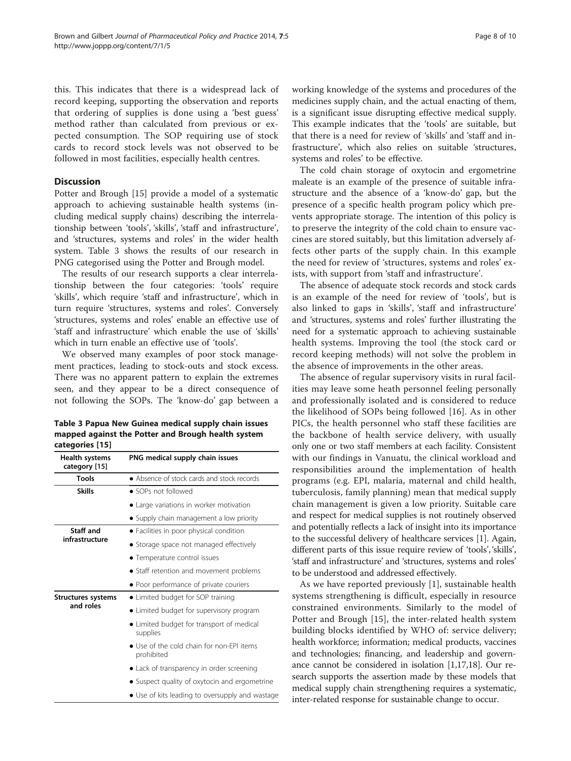this. This indicates that there is a widespread lack of record keeping, supporting the observation and reports that ordering of supplies is done using a 'best guess' method rather than calculated from previous or expected consumption. The SOP requiring use of stock cards to record stock levels was not observed to be followed in most facilities, especially health centres.

## Discussion

Potter and Brough [15] provide a model of a systematic approach to achieving sustainable health systems (including medical supply chains) describing the interrelationship between 'tools', 'skills', 'staff and infrastructure', and 'structures, systems and roles' in the wider health system. Table 3 shows the results of our research in PNG categorised using the Potter and Brough model.

The results of our research supports a clear interrelationship between the four categories: 'tools' require 'skills', which require 'staff and infrastructure', which in turn require 'structures, systems and roles'. Conversely 'structures, systems and roles' enable an effective use of 'staff and infrastructure' which enable the use of 'skills' which in turn enable an effective use of 'tools'.

We observed many examples of poor stock management practices, leading to stock-outs and stock excess. There was no apparent pattern to explain the extremes seen, and they appear to be a direct consequence of not following the SOPs. The 'know-do' gap between a working knowledge of the systems and procedures of the medicines supply chain, and the actual enacting of them, is a significant issue disrupting effective medical supply. This example indicates that the 'tools' are suitable, but that there is a need for review of 'skills' and 'staff and infrastructure', which also relies on suitable 'structures, systems and roles' to be effective.

**Table 3 Papua New Guinea medical supply chain issues mapped against the Potter and Brough health system categories [15]**

| Health systems category [15] | PNG medical supply chain issues |
|---|---|
| **Tools** | • Absence of stock cards and stock records |
| **Skills** | • SOPs not followed |
| | • Large variations in worker motivation |
| | • Supply chain management a low priority |
| **Staff and infrastructure** | • Facilities in poor physical condition |
| | • Storage space not managed effectively |
| | • Temperature control issues |
| | • Staff retention and movement problems |
| | • Poor performance of private couriers |
| **Structures systems and roles** | • Limited budget for SOP training |
| | • Limited budget for supervisory program |
| | • Limited budget for transport of medical supplies |
| | • Use of the cold chain for non-EPI items prohibited |
| | • Lack of transparency in order screening |
| | • Suspect quality of oxytocin and ergometrine |
| | • Use of kits leading to oversupply and wastage |

The cold chain storage of oxytocin and ergometrine maleate is an example of the presence of suitable infrastructure and the absence of a 'know-do' gap, but the presence of a specific health program policy which prevents appropriate storage. The intention of this policy is to preserve the integrity of the cold chain to ensure vaccines are stored suitably, but this limitation adversely affects other parts of the supply chain. In this example the need for review of 'structures, systems and roles' exists, with support from 'staff and infrastructure'.

The absence of adequate stock records and stock cards is an example of the need for review of 'tools', but is also linked to gaps in 'skills', 'staff and infrastructure' and 'structures, systems and roles' further illustrating the need for a systematic approach to achieving sustainable health systems. Improving the tool (the stock card or record keeping methods) will not solve the problem in the absence of improvements in the other areas.

The absence of regular supervisory visits in rural facilities may leave some heath personnel feeling personally and professionally isolated and is considered to reduce the likelihood of SOPs being followed [16]. As in other PICs, the health personnel who staff these facilities are the backbone of health service delivery, with usually only one or two staff members at each facility. Consistent with our findings in Vanuatu, the clinical workload and responsibilities around the implementation of health programs (e.g. EPI, malaria, maternal and child health, tuberculosis, family planning) mean that medical supply chain management is given a low priority. Suitable care and respect for medical supplies is not routinely observed and potentially reflects a lack of insight into its importance to the successful delivery of healthcare services [1]. Again, different parts of this issue require review of 'tools', 'skills', 'staff and infrastructure' and 'structures, systems and roles' to be understood and addressed effectively.

As we have reported previously [1], sustainable health systems strengthening is difficult, especially in resource constrained environments. Similarly to the model of Potter and Brough [15], the inter-related health system building blocks identified by WHO of: service delivery; health workforce; information; medical products, vaccines and technologies; financing, and leadership and governance cannot be considered in isolation [1,17,18]. Our research supports the assertion made by these models that medical supply chain strengthening requires a systematic, inter-related response for sustainable change to occur.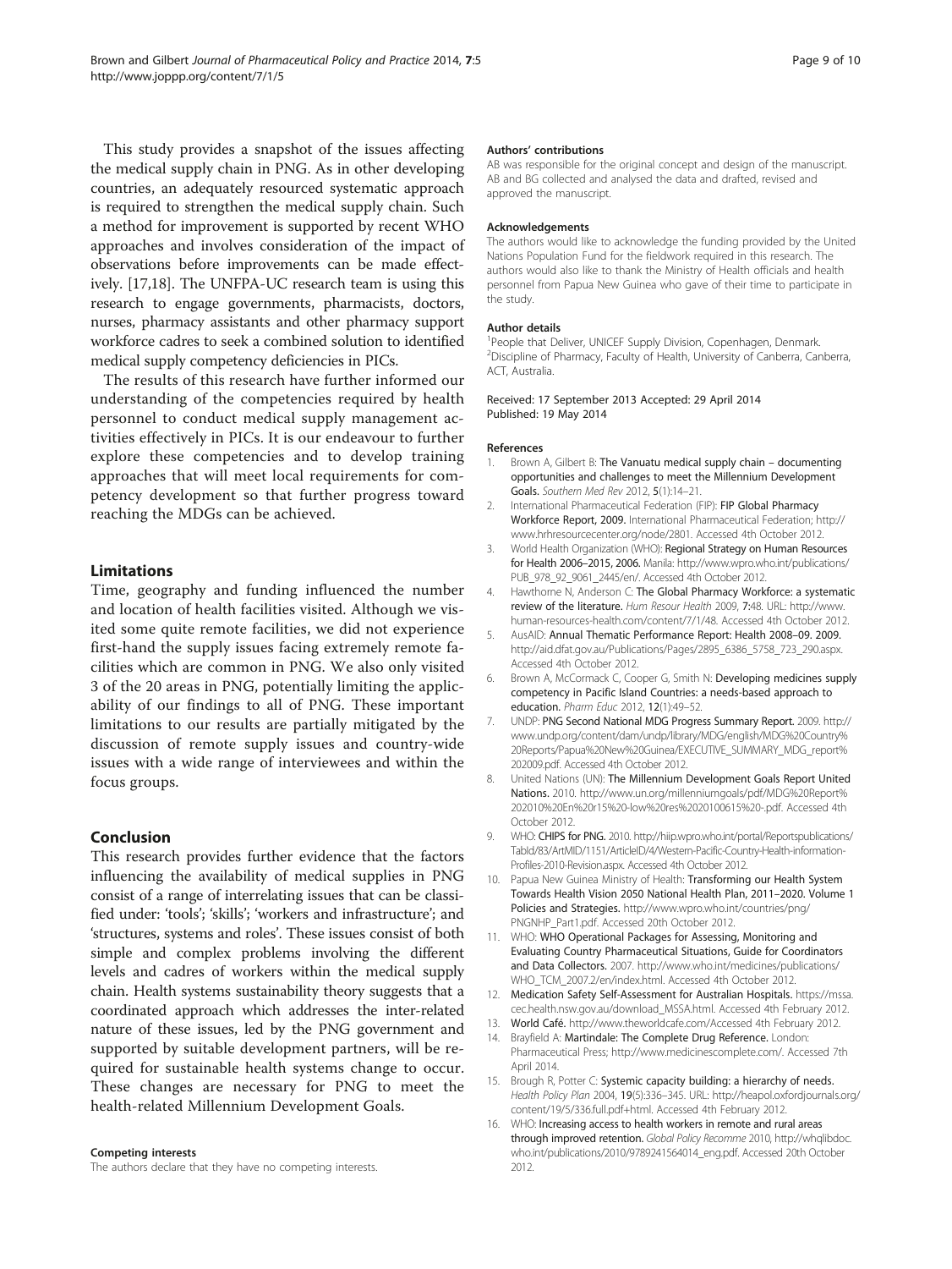This study provides a snapshot of the issues affecting the medical supply chain in PNG. As in other developing countries, an adequately resourced systematic approach is required to strengthen the medical supply chain. Such a method for improvement is supported by recent WHO approaches and involves consideration of the impact of observations before improvements can be made effectively. [17,18]. The UNFPA-UC research team is using this research to engage governments, pharmacists, doctors, nurses, pharmacy assistants and other pharmacy support workforce cadres to seek a combined solution to identified medical supply competency deficiencies in PICs.

The results of this research have further informed our understanding of the competencies required by health personnel to conduct medical supply management activities effectively in PICs. It is our endeavour to further explore these competencies and to develop training approaches that will meet local requirements for competency development so that further progress toward reaching the MDGs can be achieved.

## Limitations

Time, geography and funding influenced the number and location of health facilities visited. Although we visited some quite remote facilities, we did not experience first-hand the supply issues facing extremely remote facilities which are common in PNG. We also only visited 3 of the 20 areas in PNG, potentially limiting the applicability of our findings to all of PNG. These important limitations to our results are partially mitigated by the discussion of remote supply issues and country-wide issues with a wide range of interviewees and within the focus groups.

## Conclusion

This research provides further evidence that the factors influencing the availability of medical supplies in PNG consist of a range of interrelating issues that can be classified under: 'tools'; 'skills'; 'workers and infrastructure'; and 'structures, systems and roles'. These issues consist of both simple and complex problems involving the different levels and cadres of workers within the medical supply chain. Health systems sustainability theory suggests that a coordinated approach which addresses the inter-related nature of these issues, led by the PNG government and supported by suitable development partners, will be required for sustainable health systems change to occur. These changes are necessary for PNG to meet the health-related Millennium Development Goals.

#### Competing interests
The authors declare that they have no competing interests.

#### Authors' contributions
AB was responsible for the original concept and design of the manuscript. AB and BG collected and analysed the data and drafted, revised and approved the manuscript.

#### Acknowledgements
The authors would like to acknowledge the funding provided by the United Nations Population Fund for the fieldwork required in this research. The authors would also like to thank the Ministry of Health officials and health personnel from Papua New Guinea who gave of their time to participate in the study.

#### Author details
[1]People that Deliver, UNICEF Supply Division, Copenhagen, Denmark. [2]Discipline of Pharmacy, Faculty of Health, University of Canberra, Canberra, ACT, Australia.

Received: 17 September 2013 Accepted: 29 April 2014
Published: 19 May 2014

#### References

1. Brown A, Gilbert B: **The Vanuatu medical supply chain – documenting opportunities and challenges to meet the Millennium Development Goals.** *Southern Med Rev* 2012, **5**(1):14–21.
2. International Pharmaceutical Federation (FIP): **FIP Global Pharmacy Workforce Report, 2009.** International Pharmaceutical Federation; http://www.hrhresourcecenter.org/node/2801. Accessed 4th October 2012.
3. World Health Organization (WHO): **Regional Strategy on Human Resources for Health 2006–2015, 2006.** Manila: http://www.wpro.who.int/publications/PUB_978_92_9061_2445/en/. Accessed 4th October 2012.
4. Hawthorne N, Anderson C: **The Global Pharmacy Workforce: a systematic review of the literature.** *Hum Resour Health* 2009, **7:**48. URL: http://www.human-resources-health.com/content/7/1/48. Accessed 4th October 2012.
5. AusAID: **Annual Thematic Performance Report: Health 2008–09. 2009.** http://aid.dfat.gov.au/Publications/Pages/2895_6386_5758_723_290.aspx. Accessed 4th October 2012.
6. Brown A, McCormack C, Cooper G, Smith N: **Developing medicines supply competency in Pacific Island Countries: a needs-based approach to education.** *Pharm Educ* 2012, **12**(1):49–52.
7. UNDP: **PNG Second National MDG Progress Summary Report.** 2009. http://www.undp.org/content/dam/undp/library/MDG/english/MDG%20Country%20Reports/Papua%20New%20Guinea/EXECUTIVE_SUMMARY_MDG_report%202009.pdf. Accessed 4th October 2012.
8. United Nations (UN): **The Millennium Development Goals Report United Nations.** 2010. http://www.un.org/millenniumgoals/pdf/MDG%20Report%202010%20En%20r15%20-low%20res%2020100615%20-.pdf. Accessed 4th October 2012.
9. WHO: **CHIPS for PNG.** 2010. http://hiip.wpro.who.int/portal/Reportspublications/TabId/83/ArtMID/1151/ArticleID/4/Western-Pacific-Country-Health-information-Profiles-2010-Revision.aspx. Accessed 4th October 2012.
10. Papua New Guinea Ministry of Health: **Transforming our Health System Towards Health Vision 2050 National Health Plan, 2011–2020. Volume 1 Policies and Strategies.** http://www.wpro.who.int/countries/png/PNGNHP_Part1.pdf. Accessed 20th October 2012.
11. WHO: **WHO Operational Packages for Assessing, Monitoring and Evaluating Country Pharmaceutical Situations, Guide for Coordinators and Data Collectors.** 2007. http://www.who.int/medicines/publications/WHO_TCM_2007.2/en/index.html. Accessed 4th October 2012.
12. **Medication Safety Self-Assessment for Australian Hospitals.** https://mssa.cec.health.nsw.gov.au/download_MSSA.html. Accessed 4th February 2012.
13. **World Café.** http://www.theworldcafe.com/Accessed 4th February 2012.
14. Brayfield A: **Martindale: The Complete Drug Reference.** London: Pharmaceutical Press; http://www.medicinescomplete.com/. Accessed 7th April 2014.
15. Brough R, Potter C: **Systemic capacity building: a hierarchy of needs.** *Health Policy Plan* 2004, **19**(5):336–345. URL: http://heapol.oxfordjournals.org/content/19/5/336.full.pdf+html. Accessed 4th February 2012.
16. WHO: **Increasing access to health workers in remote and rural areas through improved retention.** *Global Policy Recomme* 2010, http://whqlibdoc.who.int/publications/2010/9789241564014_eng.pdf. Accessed 20th October 2012.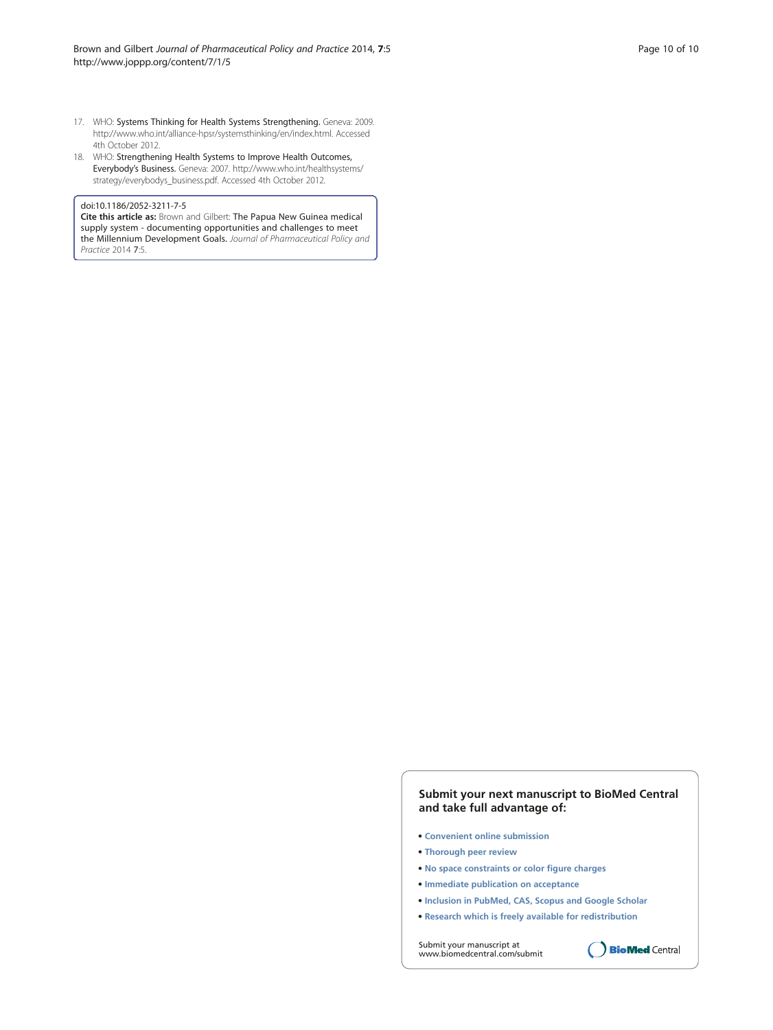17. WHO: **Systems Thinking for Health Systems Strengthening.** Geneva: 2009. http://www.who.int/alliance-hpsr/systemsthinking/en/index.html. Accessed 4th October 2012.
18. WHO: **Strengthening Health Systems to Improve Health Outcomes, Everybody's Business.** Geneva: 2007. http://www.who.int/healthsystems/strategy/everybodys_business.pdf. Accessed 4th October 2012.

doi:10.1186/2052-3211-7-5

**Cite this article as:** Brown and Gilbert: The Papua New Guinea medical supply system - documenting opportunities and challenges to meet the Millennium Development Goals. *Journal of Pharmaceutical Policy and Practice* 2014 **7**:5.

**Submit your next manuscript to BioMed Central and take full advantage of:**

- **Convenient online submission**
- **Thorough peer review**
- **No space constraints or color figure charges**
- **Immediate publication on acceptance**
- **Inclusion in PubMed, CAS, Scopus and Google Scholar**
- **Research which is freely available for redistribution**

Submit your manuscript at www.biomedcentral.com/submit

BioMed Central